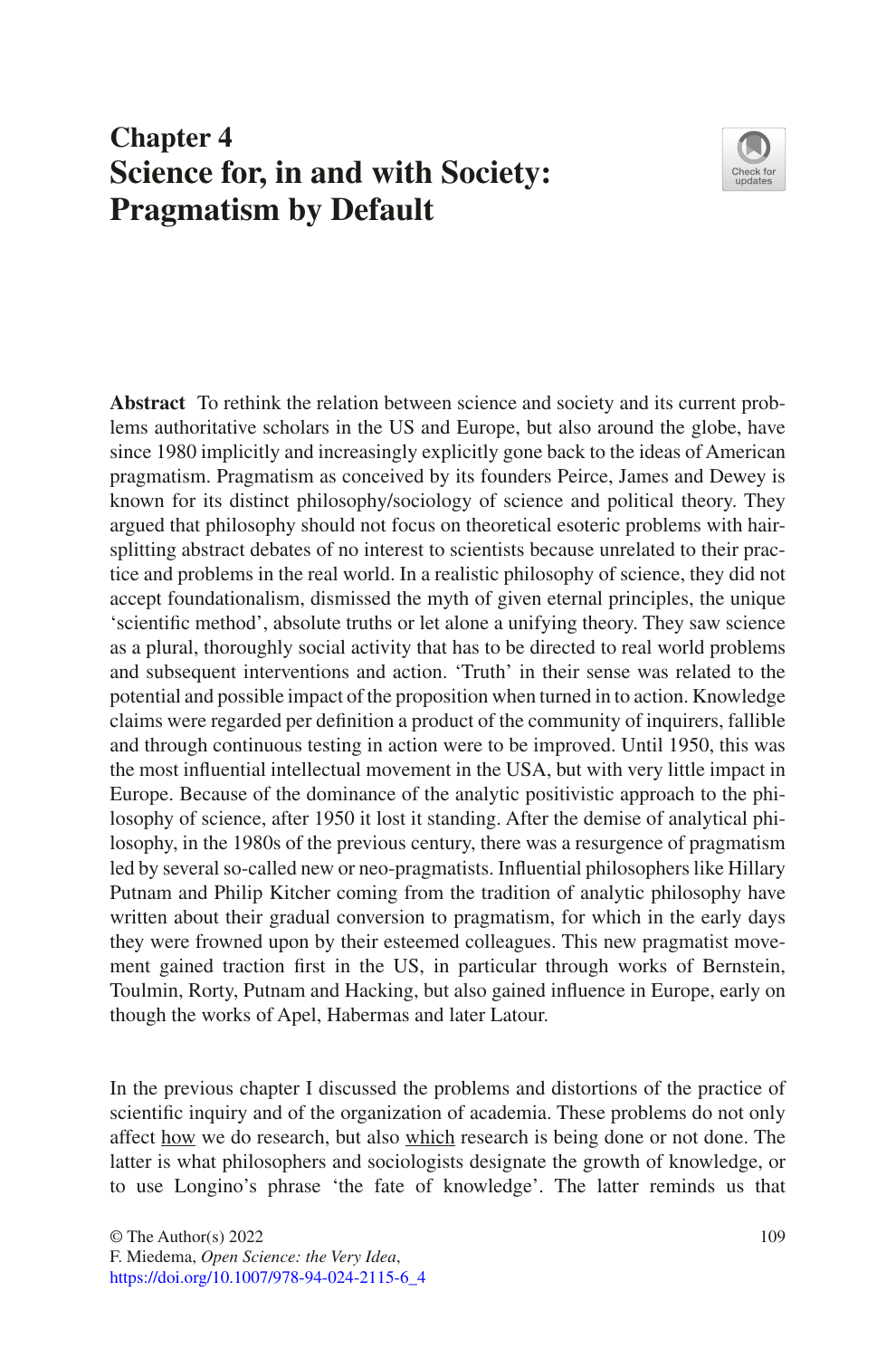# Chapter 4
# Science for, in and with Society: Pragmatism by Default

**Abstract** To rethink the relation between science and society and its current problems authoritative scholars in the US and Europe, but also around the globe, have since 1980 implicitly and increasingly explicitly gone back to the ideas of American pragmatism. Pragmatism as conceived by its founders Peirce, James and Dewey is known for its distinct philosophy/sociology of science and political theory. They argued that philosophy should not focus on theoretical esoteric problems with hair-splitting abstract debates of no interest to scientists because unrelated to their practice and problems in the real world. In a realistic philosophy of science, they did not accept foundationalism, dismissed the myth of given eternal principles, the unique 'scientific method', absolute truths or let alone a unifying theory. They saw science as a plural, thoroughly social activity that has to be directed to real world problems and subsequent interventions and action. 'Truth' in their sense was related to the potential and possible impact of the proposition when turned in to action. Knowledge claims were regarded per definition a product of the community of inquirers, fallible and through continuous testing in action were to be improved. Until 1950, this was the most influential intellectual movement in the USA, but with very little impact in Europe. Because of the dominance of the analytic positivistic approach to the philosophy of science, after 1950 it lost it standing. After the demise of analytical philosophy, in the 1980s of the previous century, there was a resurgence of pragmatism led by several so-called new or neo-pragmatists. Influential philosophers like Hillary Putnam and Philip Kitcher coming from the tradition of analytic philosophy have written about their gradual conversion to pragmatism, for which in the early days they were frowned upon by their esteemed colleagues. This new pragmatist movement gained traction first in the US, in particular through works of Bernstein, Toulmin, Rorty, Putnam and Hacking, but also gained influence in Europe, early on though the works of Apel, Habermas and later Latour.

In the previous chapter I discussed the problems and distortions of the practice of scientific inquiry and of the organization of academia. These problems do not only affect <u>how</u> we do research, but also <u>which</u> research is being done or not done. The latter is what philosophers and sociologists designate the growth of knowledge, or to use Longino's phrase 'the fate of knowledge'. The latter reminds us that

© The Author(s) 2022
F. Miedema, *Open Science: the Very Idea*,
https://doi.org/10.1007/978-94-024-2115-6_4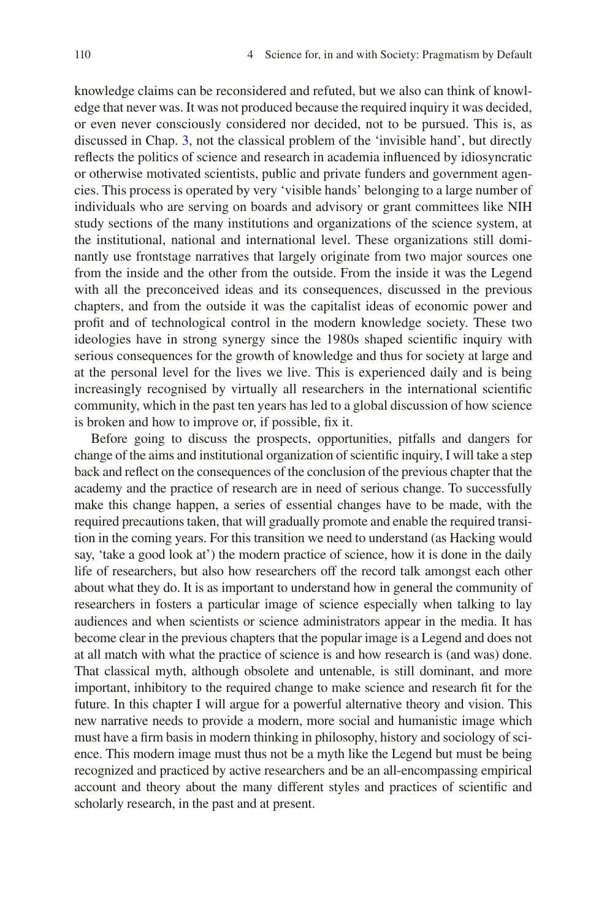knowledge claims can be reconsidered and refuted, but we also can think of knowledge that never was. It was not produced because the required inquiry it was decided, or even never consciously considered nor decided, not to be pursued. This is, as discussed in Chap. 3, not the classical problem of the 'invisible hand', but directly reflects the politics of science and research in academia influenced by idiosyncratic or otherwise motivated scientists, public and private funders and government agencies. This process is operated by very 'visible hands' belonging to a large number of individuals who are serving on boards and advisory or grant committees like NIH study sections of the many institutions and organizations of the science system, at the institutional, national and international level. These organizations still dominantly use frontstage narratives that largely originate from two major sources one from the inside and the other from the outside. From the inside it was the Legend with all the preconceived ideas and its consequences, discussed in the previous chapters, and from the outside it was the capitalist ideas of economic power and profit and of technological control in the modern knowledge society. These two ideologies have in strong synergy since the 1980s shaped scientific inquiry with serious consequences for the growth of knowledge and thus for society at large and at the personal level for the lives we live. This is experienced daily and is being increasingly recognised by virtually all researchers in the international scientific community, which in the past ten years has led to a global discussion of how science is broken and how to improve or, if possible, fix it.

Before going to discuss the prospects, opportunities, pitfalls and dangers for change of the aims and institutional organization of scientific inquiry, I will take a step back and reflect on the consequences of the conclusion of the previous chapter that the academy and the practice of research are in need of serious change. To successfully make this change happen, a series of essential changes have to be made, with the required precautions taken, that will gradually promote and enable the required transition in the coming years. For this transition we need to understand (as Hacking would say, 'take a good look at') the modern practice of science, how it is done in the daily life of researchers, but also how researchers off the record talk amongst each other about what they do. It is as important to understand how in general the community of researchers in fosters a particular image of science especially when talking to lay audiences and when scientists or science administrators appear in the media. It has become clear in the previous chapters that the popular image is a Legend and does not at all match with what the practice of science is and how research is (and was) done. That classical myth, although obsolete and untenable, is still dominant, and more important, inhibitory to the required change to make science and research fit for the future. In this chapter I will argue for a powerful alternative theory and vision. This new narrative needs to provide a modern, more social and humanistic image which must have a firm basis in modern thinking in philosophy, history and sociology of science. This modern image must thus not be a myth like the Legend but must be being recognized and practiced by active researchers and be an all-encompassing empirical account and theory about the many different styles and practices of scientific and scholarly research, in the past and at present.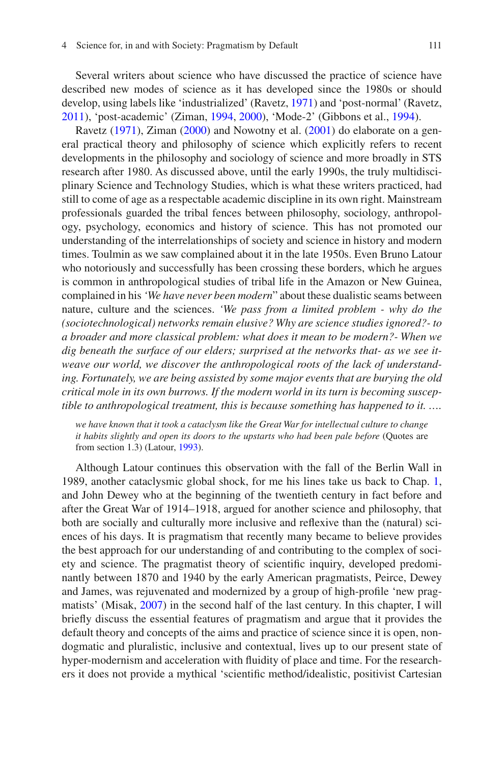Several writers about science who have discussed the practice of science have described new modes of science as it has developed since the 1980s or should develop, using labels like 'industrialized' (Ravetz, 1971) and 'post-normal' (Ravetz, 2011), 'post-academic' (Ziman, 1994, 2000), 'Mode-2' (Gibbons et al., 1994).

Ravetz (1971), Ziman (2000) and Nowotny et al. (2001) do elaborate on a general practical theory and philosophy of science which explicitly refers to recent developments in the philosophy and sociology of science and more broadly in STS research after 1980. As discussed above, until the early 1990s, the truly multidisciplinary Science and Technology Studies, which is what these writers practiced, had still to come of age as a respectable academic discipline in its own right. Mainstream professionals guarded the tribal fences between philosophy, sociology, anthropology, psychology, economics and history of science. This has not promoted our understanding of the interrelationships of society and science in history and modern times. Toulmin as we saw complained about it in the late 1950s. Even Bruno Latour who notoriously and successfully has been crossing these borders, which he argues is common in anthropological studies of tribal life in the Amazon or New Guinea, complained in his *'We have never been modern*" about these dualistic seams between nature, culture and the sciences. *'We pass from a limited problem - why do the (sociotechnological) networks remain elusive? Why are science studies ignored?- to a broader and more classical problem: what does it mean to be modern?- When we dig beneath the surface of our elders; surprised at the networks that- as we see it- weave our world, we discover the anthropological roots of the lack of understanding. Fortunately, we are being assisted by some major events that are burying the old critical mole in its own burrows. If the modern world in its turn is becoming susceptible to anthropological treatment, this is because something has happened to it. ….*

> *we have known that it took a cataclysm like the Great War for intellectual culture to change it habits slightly and open its doors to the upstarts who had been pale before* (Quotes are from section 1.3) (Latour, 1993).

Although Latour continues this observation with the fall of the Berlin Wall in 1989, another cataclysmic global shock, for me his lines take us back to Chap. 1, and John Dewey who at the beginning of the twentieth century in fact before and after the Great War of 1914–1918, argued for another science and philosophy, that both are socially and culturally more inclusive and reflexive than the (natural) sciences of his days. It is pragmatism that recently many became to believe provides the best approach for our understanding of and contributing to the complex of society and science. The pragmatist theory of scientific inquiry, developed predominantly between 1870 and 1940 by the early American pragmatists, Peirce, Dewey and James, was rejuvenated and modernized by a group of high-profile 'new pragmatists' (Misak, 2007) in the second half of the last century. In this chapter, I will briefly discuss the essential features of pragmatism and argue that it provides the default theory and concepts of the aims and practice of science since it is open, non-dogmatic and pluralistic, inclusive and contextual, lives up to our present state of hyper-modernism and acceleration with fluidity of place and time. For the researchers it does not provide a mythical 'scientific method/idealistic, positivist Cartesian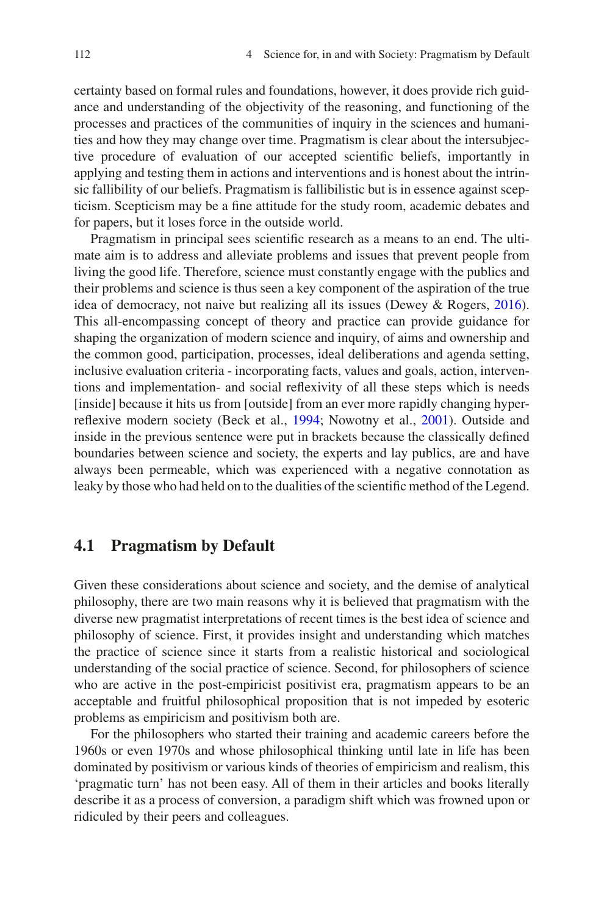certainty based on formal rules and foundations, however, it does provide rich guidance and understanding of the objectivity of the reasoning, and functioning of the processes and practices of the communities of inquiry in the sciences and humanities and how they may change over time. Pragmatism is clear about the intersubjective procedure of evaluation of our accepted scientific beliefs, importantly in applying and testing them in actions and interventions and is honest about the intrinsic fallibility of our beliefs. Pragmatism is fallibilistic but is in essence against scepticism. Scepticism may be a fine attitude for the study room, academic debates and for papers, but it loses force in the outside world.

Pragmatism in principal sees scientific research as a means to an end. The ultimate aim is to address and alleviate problems and issues that prevent people from living the good life. Therefore, science must constantly engage with the publics and their problems and science is thus seen a key component of the aspiration of the true idea of democracy, not naive but realizing all its issues (Dewey & Rogers, 2016). This all-encompassing concept of theory and practice can provide guidance for shaping the organization of modern science and inquiry, of aims and ownership and the common good, participation, processes, ideal deliberations and agenda setting, inclusive evaluation criteria - incorporating facts, values and goals, action, interventions and implementation- and social reflexivity of all these steps which is needs [inside] because it hits us from [outside] from an ever more rapidly changing hyper-reflexive modern society (Beck et al., 1994; Nowotny et al., 2001). Outside and inside in the previous sentence were put in brackets because the classically defined boundaries between science and society, the experts and lay publics, are and have always been permeable, which was experienced with a negative connotation as leaky by those who had held on to the dualities of the scientific method of the Legend.

## 4.1 Pragmatism by Default

Given these considerations about science and society, and the demise of analytical philosophy, there are two main reasons why it is believed that pragmatism with the diverse new pragmatist interpretations of recent times is the best idea of science and philosophy of science. First, it provides insight and understanding which matches the practice of science since it starts from a realistic historical and sociological understanding of the social practice of science. Second, for philosophers of science who are active in the post-empiricist positivist era, pragmatism appears to be an acceptable and fruitful philosophical proposition that is not impeded by esoteric problems as empiricism and positivism both are.

For the philosophers who started their training and academic careers before the 1960s or even 1970s and whose philosophical thinking until late in life has been dominated by positivism or various kinds of theories of empiricism and realism, this 'pragmatic turn' has not been easy. All of them in their articles and books literally describe it as a process of conversion, a paradigm shift which was frowned upon or ridiculed by their peers and colleagues.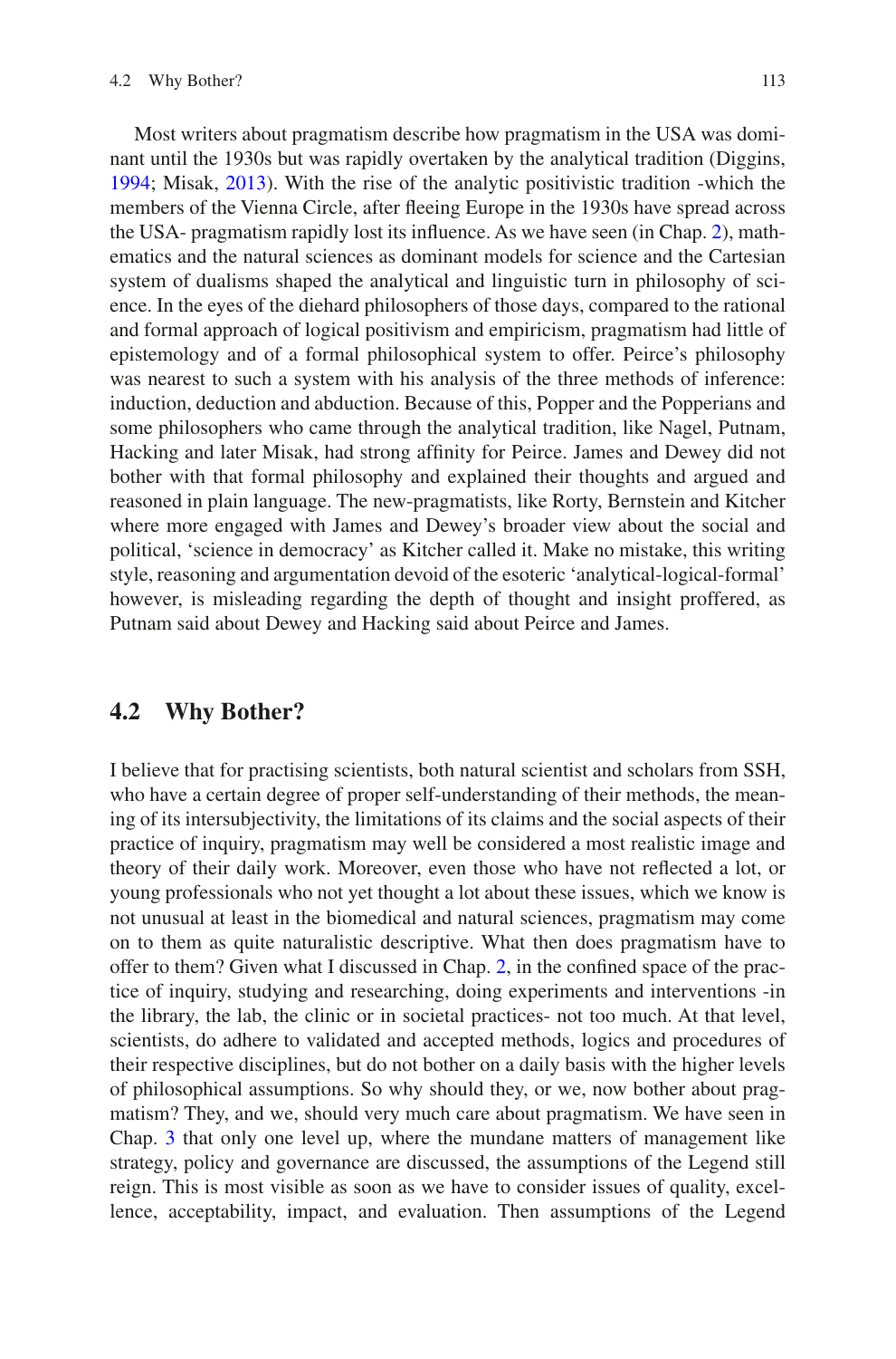Most writers about pragmatism describe how pragmatism in the USA was dominant until the 1930s but was rapidly overtaken by the analytical tradition (Diggins, 1994; Misak, 2013). With the rise of the analytic positivistic tradition -which the members of the Vienna Circle, after fleeing Europe in the 1930s have spread across the USA- pragmatism rapidly lost its influence. As we have seen (in Chap. 2), mathematics and the natural sciences as dominant models for science and the Cartesian system of dualisms shaped the analytical and linguistic turn in philosophy of science. In the eyes of the diehard philosophers of those days, compared to the rational and formal approach of logical positivism and empiricism, pragmatism had little of epistemology and of a formal philosophical system to offer. Peirce's philosophy was nearest to such a system with his analysis of the three methods of inference: induction, deduction and abduction. Because of this, Popper and the Popperians and some philosophers who came through the analytical tradition, like Nagel, Putnam, Hacking and later Misak, had strong affinity for Peirce. James and Dewey did not bother with that formal philosophy and explained their thoughts and argued and reasoned in plain language. The new-pragmatists, like Rorty, Bernstein and Kitcher where more engaged with James and Dewey's broader view about the social and political, 'science in democracy' as Kitcher called it. Make no mistake, this writing style, reasoning and argumentation devoid of the esoteric 'analytical-logical-formal' however, is misleading regarding the depth of thought and insight proffered, as Putnam said about Dewey and Hacking said about Peirce and James.

## 4.2 Why Bother?

I believe that for practising scientists, both natural scientist and scholars from SSH, who have a certain degree of proper self-understanding of their methods, the meaning of its intersubjectivity, the limitations of its claims and the social aspects of their practice of inquiry, pragmatism may well be considered a most realistic image and theory of their daily work. Moreover, even those who have not reflected a lot, or young professionals who not yet thought a lot about these issues, which we know is not unusual at least in the biomedical and natural sciences, pragmatism may come on to them as quite naturalistic descriptive. What then does pragmatism have to offer to them? Given what I discussed in Chap. 2, in the confined space of the practice of inquiry, studying and researching, doing experiments and interventions -in the library, the lab, the clinic or in societal practices- not too much. At that level, scientists, do adhere to validated and accepted methods, logics and procedures of their respective disciplines, but do not bother on a daily basis with the higher levels of philosophical assumptions. So why should they, or we, now bother about pragmatism? They, and we, should very much care about pragmatism. We have seen in Chap. 3 that only one level up, where the mundane matters of management like strategy, policy and governance are discussed, the assumptions of the Legend still reign. This is most visible as soon as we have to consider issues of quality, excellence, acceptability, impact, and evaluation. Then assumptions of the Legend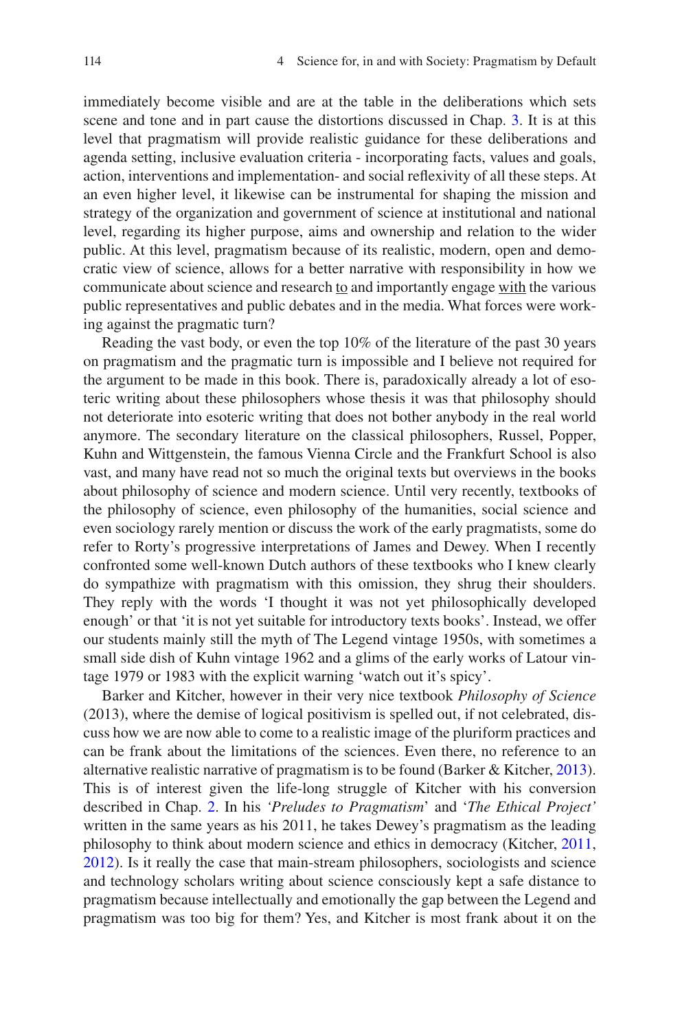immediately become visible and are at the table in the deliberations which sets scene and tone and in part cause the distortions discussed in Chap. 3. It is at this level that pragmatism will provide realistic guidance for these deliberations and agenda setting, inclusive evaluation criteria - incorporating facts, values and goals, action, interventions and implementation- and social reflexivity of all these steps. At an even higher level, it likewise can be instrumental for shaping the mission and strategy of the organization and government of science at institutional and national level, regarding its higher purpose, aims and ownership and relation to the wider public. At this level, pragmatism because of its realistic, modern, open and democratic view of science, allows for a better narrative with responsibility in how we communicate about science and research to and importantly engage with the various public representatives and public debates and in the media. What forces were working against the pragmatic turn?

Reading the vast body, or even the top 10% of the literature of the past 30 years on pragmatism and the pragmatic turn is impossible and I believe not required for the argument to be made in this book. There is, paradoxically already a lot of esoteric writing about these philosophers whose thesis it was that philosophy should not deteriorate into esoteric writing that does not bother anybody in the real world anymore. The secondary literature on the classical philosophers, Russel, Popper, Kuhn and Wittgenstein, the famous Vienna Circle and the Frankfurt School is also vast, and many have read not so much the original texts but overviews in the books about philosophy of science and modern science. Until very recently, textbooks of the philosophy of science, even philosophy of the humanities, social science and even sociology rarely mention or discuss the work of the early pragmatists, some do refer to Rorty's progressive interpretations of James and Dewey. When I recently confronted some well-known Dutch authors of these textbooks who I knew clearly do sympathize with pragmatism with this omission, they shrug their shoulders. They reply with the words 'I thought it was not yet philosophically developed enough' or that 'it is not yet suitable for introductory texts books'. Instead, we offer our students mainly still the myth of The Legend vintage 1950s, with sometimes a small side dish of Kuhn vintage 1962 and a glims of the early works of Latour vintage 1979 or 1983 with the explicit warning 'watch out it's spicy'.

Barker and Kitcher, however in their very nice textbook *Philosophy of Science* (2013), where the demise of logical positivism is spelled out, if not celebrated, discuss how we are now able to come to a realistic image of the pluriform practices and can be frank about the limitations of the sciences. Even there, no reference to an alternative realistic narrative of pragmatism is to be found (Barker & Kitcher, 2013). This is of interest given the life-long struggle of Kitcher with his conversion described in Chap. 2. In his *'Preludes to Pragmatism*' and '*The Ethical Project'* written in the same years as his 2011, he takes Dewey's pragmatism as the leading philosophy to think about modern science and ethics in democracy (Kitcher, 2011, 2012). Is it really the case that main-stream philosophers, sociologists and science and technology scholars writing about science consciously kept a safe distance to pragmatism because intellectually and emotionally the gap between the Legend and pragmatism was too big for them? Yes, and Kitcher is most frank about it on the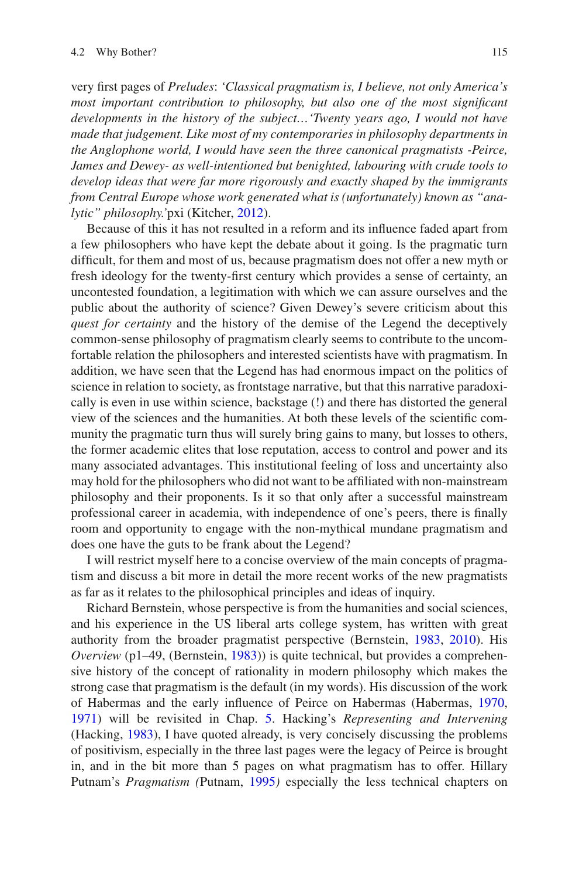very first pages of *Preludes*: *'Classical pragmatism is, I believe, not only America's most important contribution to philosophy, but also one of the most significant developments in the history of the subject…'Twenty years ago, I would not have made that judgement. Like most of my contemporaries in philosophy departments in the Anglophone world, I would have seen the three canonical pragmatists -Peirce, James and Dewey- as well-intentioned but benighted, labouring with crude tools to develop ideas that were far more rigorously and exactly shaped by the immigrants from Central Europe whose work generated what is (unfortunately) known as "analytic" philosophy.'*pxi (Kitcher, 2012).

Because of this it has not resulted in a reform and its influence faded apart from a few philosophers who have kept the debate about it going. Is the pragmatic turn difficult, for them and most of us, because pragmatism does not offer a new myth or fresh ideology for the twenty-first century which provides a sense of certainty, an uncontested foundation, a legitimation with which we can assure ourselves and the public about the authority of science? Given Dewey's severe criticism about this *quest for certainty* and the history of the demise of the Legend the deceptively common-sense philosophy of pragmatism clearly seems to contribute to the uncomfortable relation the philosophers and interested scientists have with pragmatism. In addition, we have seen that the Legend has had enormous impact on the politics of science in relation to society, as frontstage narrative, but that this narrative paradoxically is even in use within science, backstage (!) and there has distorted the general view of the sciences and the humanities. At both these levels of the scientific community the pragmatic turn thus will surely bring gains to many, but losses to others, the former academic elites that lose reputation, access to control and power and its many associated advantages. This institutional feeling of loss and uncertainty also may hold for the philosophers who did not want to be affiliated with non-mainstream philosophy and their proponents. Is it so that only after a successful mainstream professional career in academia, with independence of one's peers, there is finally room and opportunity to engage with the non-mythical mundane pragmatism and does one have the guts to be frank about the Legend?

I will restrict myself here to a concise overview of the main concepts of pragmatism and discuss a bit more in detail the more recent works of the new pragmatists as far as it relates to the philosophical principles and ideas of inquiry.

Richard Bernstein, whose perspective is from the humanities and social sciences, and his experience in the US liberal arts college system, has written with great authority from the broader pragmatist perspective (Bernstein, 1983, 2010). His *Overview* (p1–49, (Bernstein, 1983)) is quite technical, but provides a comprehensive history of the concept of rationality in modern philosophy which makes the strong case that pragmatism is the default (in my words). His discussion of the work of Habermas and the early influence of Peirce on Habermas (Habermas, 1970, 1971) will be revisited in Chap. 5. Hacking's *Representing and Intervening* (Hacking, 1983), I have quoted already, is very concisely discussing the problems of positivism, especially in the three last pages were the legacy of Peirce is brought in, and in the bit more than 5 pages on what pragmatism has to offer. Hillary Putnam's *Pragmatism (*Putnam, 1995*)* especially the less technical chapters on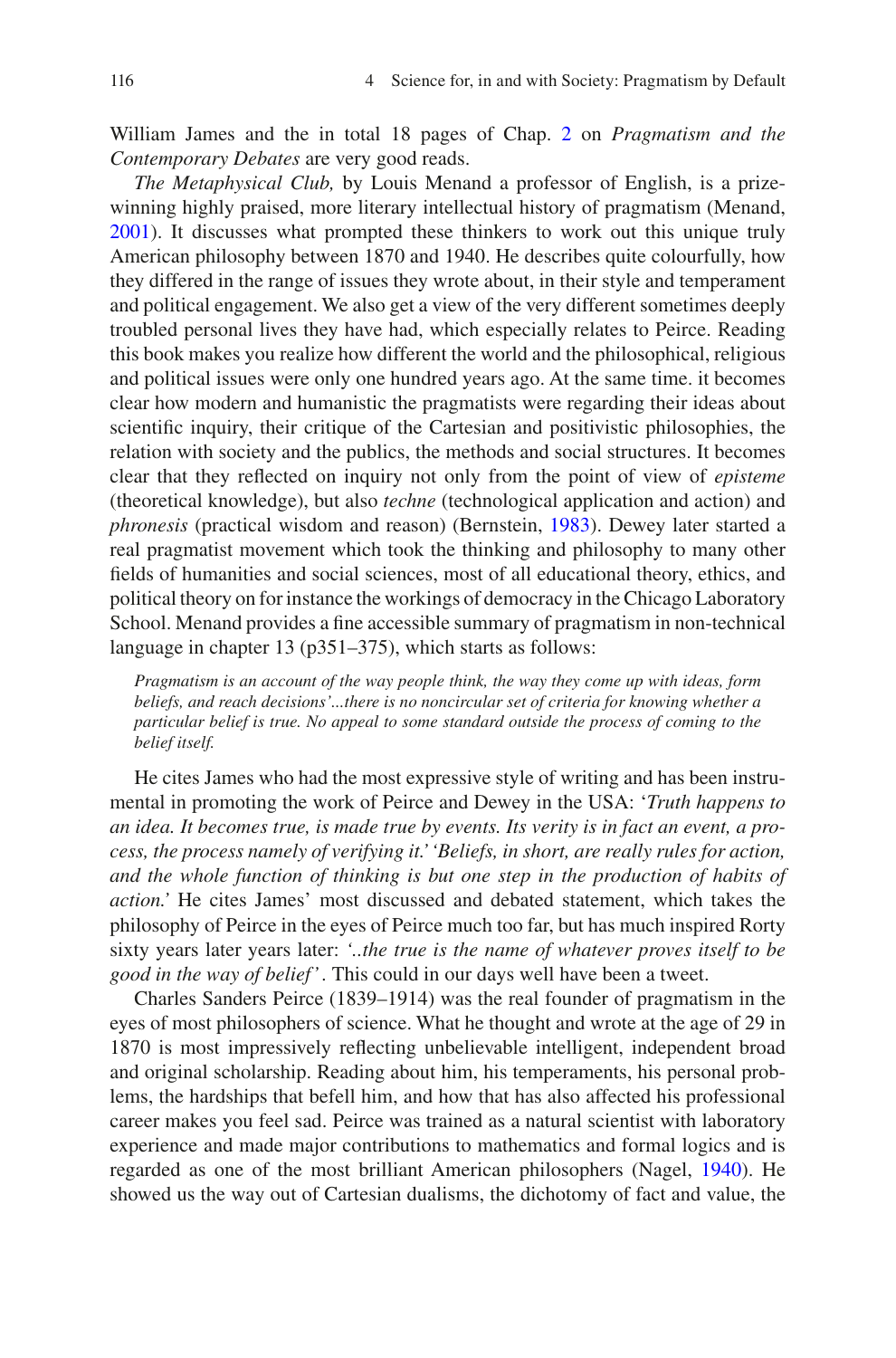William James and the in total 18 pages of Chap. 2 on *Pragmatism and the Contemporary Debates* are very good reads.

*The Metaphysical Club,* by Louis Menand a professor of English, is a prize-winning highly praised, more literary intellectual history of pragmatism (Menand, 2001). It discusses what prompted these thinkers to work out this unique truly American philosophy between 1870 and 1940. He describes quite colourfully, how they differed in the range of issues they wrote about, in their style and temperament and political engagement. We also get a view of the very different sometimes deeply troubled personal lives they have had, which especially relates to Peirce. Reading this book makes you realize how different the world and the philosophical, religious and political issues were only one hundred years ago. At the same time. it becomes clear how modern and humanistic the pragmatists were regarding their ideas about scientific inquiry, their critique of the Cartesian and positivistic philosophies, the relation with society and the publics, the methods and social structures. It becomes clear that they reflected on inquiry not only from the point of view of *episteme* (theoretical knowledge), but also *techne* (technological application and action) and *phronesis* (practical wisdom and reason) (Bernstein, 1983). Dewey later started a real pragmatist movement which took the thinking and philosophy to many other fields of humanities and social sciences, most of all educational theory, ethics, and political theory on for instance the workings of democracy in the Chicago Laboratory School. Menand provides a fine accessible summary of pragmatism in non-technical language in chapter 13 (p351–375), which starts as follows:

> *Pragmatism is an account of the way people think, the way they come up with ideas, form beliefs, and reach decisions'...there is no noncircular set of criteria for knowing whether a particular belief is true. No appeal to some standard outside the process of coming to the belief itself.*

He cites James who had the most expressive style of writing and has been instrumental in promoting the work of Peirce and Dewey in the USA: '*Truth happens to an idea. It becomes true, is made true by events. Its verity is in fact an event, a process, the process namely of verifying it.' 'Beliefs, in short, are really rules for action, and the whole function of thinking is but one step in the production of habits of action.'* He cites James' most discussed and debated statement, which takes the philosophy of Peirce in the eyes of Peirce much too far, but has much inspired Rorty sixty years later years later: *'..the true is the name of whatever proves itself to be good in the way of belief'*. This could in our days well have been a tweet.

Charles Sanders Peirce (1839–1914) was the real founder of pragmatism in the eyes of most philosophers of science. What he thought and wrote at the age of 29 in 1870 is most impressively reflecting unbelievable intelligent, independent broad and original scholarship. Reading about him, his temperaments, his personal problems, the hardships that befell him, and how that has also affected his professional career makes you feel sad. Peirce was trained as a natural scientist with laboratory experience and made major contributions to mathematics and formal logics and is regarded as one of the most brilliant American philosophers (Nagel, 1940). He showed us the way out of Cartesian dualisms, the dichotomy of fact and value, the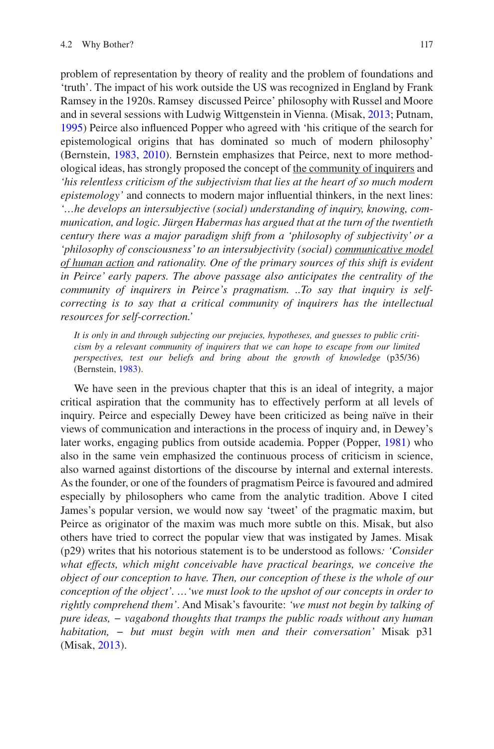problem of representation by theory of reality and the problem of foundations and 'truth'. The impact of his work outside the US was recognized in England by Frank Ramsey in the 1920s. Ramsey discussed Peirce' philosophy with Russel and Moore and in several sessions with Ludwig Wittgenstein in Vienna. (Misak, 2013; Putnam, 1995) Peirce also influenced Popper who agreed with 'his critique of the search for epistemological origins that has dominated so much of modern philosophy' (Bernstein, 1983, 2010). Bernstein emphasizes that Peirce, next to more methodological ideas, has strongly proposed the concept of <u>the community of inquirers</u> and *'his relentless criticism of the subjectivism that lies at the heart of so much modern epistemology'* and connects to modern major influential thinkers, in the next lines: *'…he develops an intersubjective (social) understanding of inquiry, knowing, communication, and logic. Jürgen Habermas has argued that at the turn of the twentieth century there was a major paradigm shift from a 'philosophy of subjectivity' or a 'philosophy of consciousness' to an intersubjectivity (social) <u>communicative model of human action</u> and rationality. One of the primary sources of this shift is evident in Peirce' early papers. The above passage also anticipates the centrality of the community of inquirers in Peirce's pragmatism. ..To say that inquiry is self-correcting is to say that a critical community of inquirers has the intellectual resources for self-correction.'*

> *It is only in and through subjecting our prejucies, hypotheses, and guesses to public criticism by a relevant community of inquirers that we can hope to escape from our limited perspectives, test our beliefs and bring about the growth of knowledge* (p35/36) (Bernstein, 1983).

We have seen in the previous chapter that this is an ideal of integrity, a major critical aspiration that the community has to effectively perform at all levels of inquiry. Peirce and especially Dewey have been criticized as being naïve in their views of communication and interactions in the process of inquiry and, in Dewey's later works, engaging publics from outside academia. Popper (Popper, 1981) who also in the same vein emphasized the continuous process of criticism in science, also warned against distortions of the discourse by internal and external interests. As the founder, or one of the founders of pragmatism Peirce is favoured and admired especially by philosophers who came from the analytic tradition. Above I cited James's popular version, we would now say 'tweet' of the pragmatic maxim, but Peirce as originator of the maxim was much more subtle on this. Misak, but also others have tried to correct the popular view that was instigated by James. Misak (p29) writes that his notorious statement is to be understood as follows*: 'Consider what effects, which might conceivable have practical bearings, we conceive the object of our conception to have. Then, our conception of these is the whole of our conception of the object'. …'we must look to the upshot of our concepts in order to rightly comprehend them'*. And Misak's favourite: *'we must not begin by talking of pure ideas, – vagabond thoughts that tramps the public roads without any human habitation, – but must begin with men and their conversation'* Misak p31 (Misak, 2013).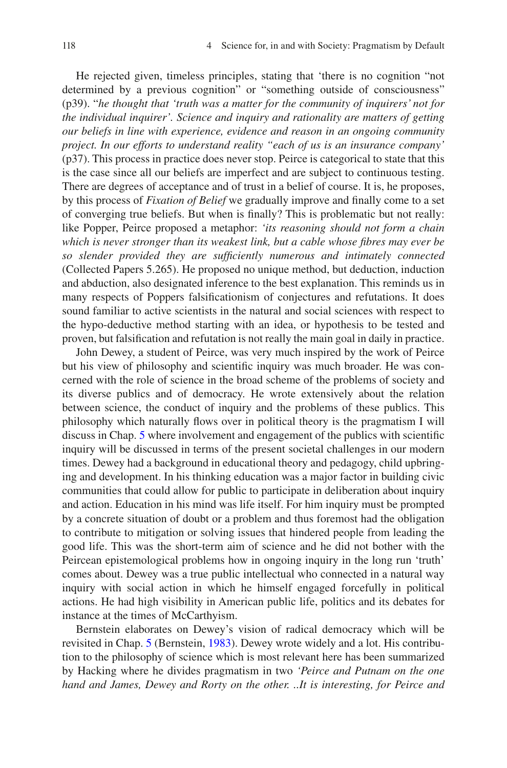He rejected given, timeless principles, stating that 'there is no cognition "not determined by a previous cognition" or "something outside of consciousness" (p39). "*he thought that 'truth was a matter for the community of inquirers' not for the individual inquirer'. Science and inquiry and rationality are matters of getting our beliefs in line with experience, evidence and reason in an ongoing community project. In our efforts to understand reality "each of us is an insurance company'* (p37). This process in practice does never stop. Peirce is categorical to state that this is the case since all our beliefs are imperfect and are subject to continuous testing. There are degrees of acceptance and of trust in a belief of course. It is, he proposes, by this process of *Fixation of Belief* we gradually improve and finally come to a set of converging true beliefs. But when is finally? This is problematic but not really: like Popper, Peirce proposed a metaphor: *'its reasoning should not form a chain which is never stronger than its weakest link, but a cable whose fibres may ever be so slender provided they are sufficiently numerous and intimately connected* (Collected Papers 5.265). He proposed no unique method, but deduction, induction and abduction, also designated inference to the best explanation. This reminds us in many respects of Poppers falsificationism of conjectures and refutations. It does sound familiar to active scientists in the natural and social sciences with respect to the hypo-deductive method starting with an idea, or hypothesis to be tested and proven, but falsification and refutation is not really the main goal in daily in practice.

John Dewey, a student of Peirce, was very much inspired by the work of Peirce but his view of philosophy and scientific inquiry was much broader. He was concerned with the role of science in the broad scheme of the problems of society and its diverse publics and of democracy. He wrote extensively about the relation between science, the conduct of inquiry and the problems of these publics. This philosophy which naturally flows over in political theory is the pragmatism I will discuss in Chap. 5 where involvement and engagement of the publics with scientific inquiry will be discussed in terms of the present societal challenges in our modern times. Dewey had a background in educational theory and pedagogy, child upbringing and development. In his thinking education was a major factor in building civic communities that could allow for public to participate in deliberation about inquiry and action. Education in his mind was life itself. For him inquiry must be prompted by a concrete situation of doubt or a problem and thus foremost had the obligation to contribute to mitigation or solving issues that hindered people from leading the good life. This was the short-term aim of science and he did not bother with the Peircean epistemological problems how in ongoing inquiry in the long run 'truth' comes about. Dewey was a true public intellectual who connected in a natural way inquiry with social action in which he himself engaged forcefully in political actions. He had high visibility in American public life, politics and its debates for instance at the times of McCarthyism.

Bernstein elaborates on Dewey's vision of radical democracy which will be revisited in Chap. 5 (Bernstein, 1983). Dewey wrote widely and a lot. His contribution to the philosophy of science which is most relevant here has been summarized by Hacking where he divides pragmatism in two *'Peirce and Putnam on the one hand and James, Dewey and Rorty on the other. ..It is interesting, for Peirce and*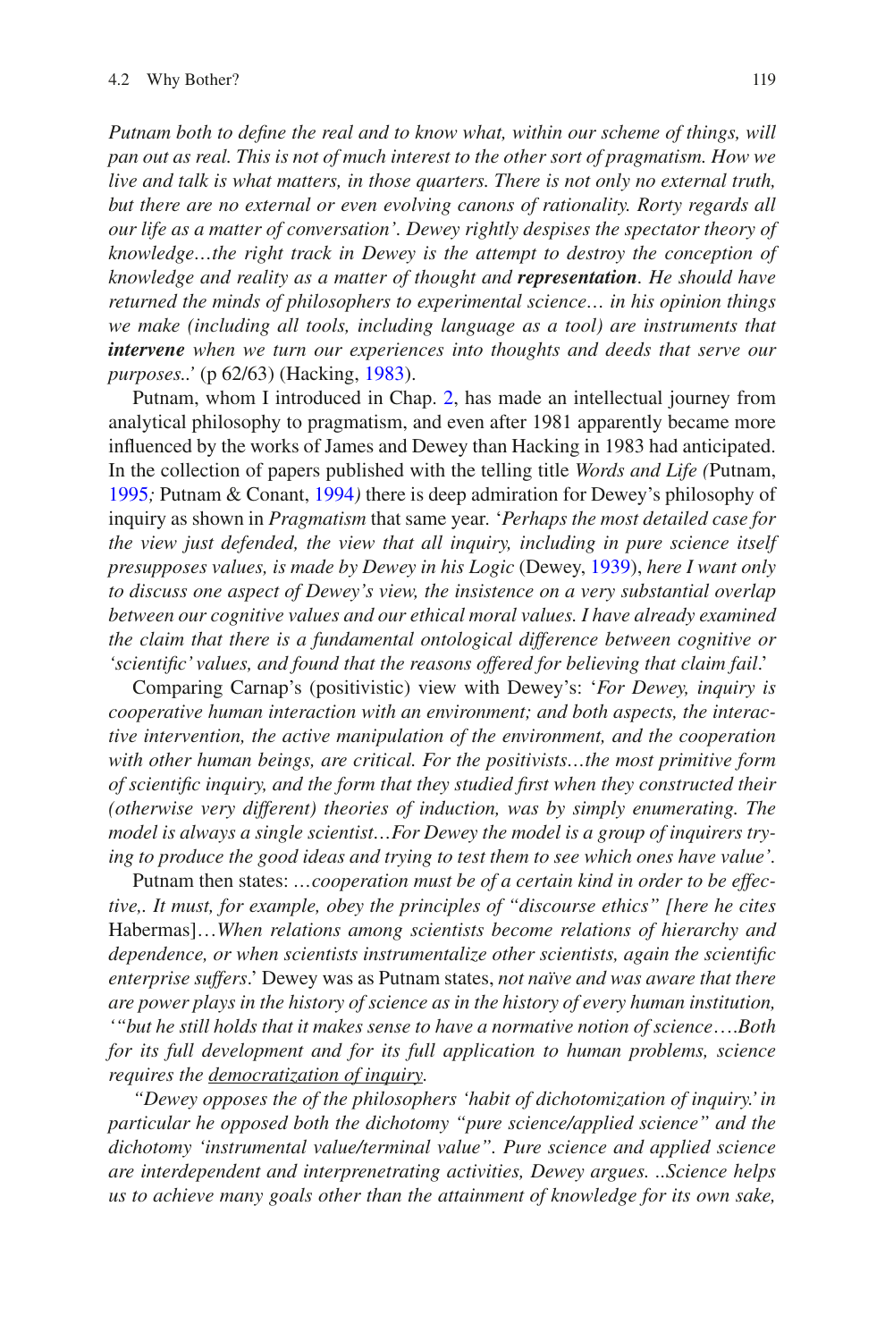*Putnam both to define the real and to know what, within our scheme of things, will pan out as real. This is not of much interest to the other sort of pragmatism. How we live and talk is what matters, in those quarters. There is not only no external truth, but there are no external or even evolving canons of rationality. Rorty regards all our life as a matter of conversation'. Dewey rightly despises the spectator theory of knowledge…the right track in Dewey is the attempt to destroy the conception of knowledge and reality as a matter of thought and **representation**. He should have returned the minds of philosophers to experimental science… in his opinion things we make (including all tools, including language as a tool) are instruments that **intervene** when we turn our experiences into thoughts and deeds that serve our purposes..'* (p 62/63) (Hacking, 1983).

Putnam, whom I introduced in Chap. 2, has made an intellectual journey from analytical philosophy to pragmatism, and even after 1981 apparently became more influenced by the works of James and Dewey than Hacking in 1983 had anticipated. In the collection of papers published with the telling title *Words and Life (*Putnam, 1995*;* Putnam & Conant, 1994*)* there is deep admiration for Dewey's philosophy of inquiry as shown in *Pragmatism* that same year. '*Perhaps the most detailed case for the view just defended, the view that all inquiry, including in pure science itself presupposes values, is made by Dewey in his Logic* (Dewey, 1939), *here I want only to discuss one aspect of Dewey's view, the insistence on a very substantial overlap between our cognitive values and our ethical moral values. I have already examined the claim that there is a fundamental ontological difference between cognitive or 'scientific' values, and found that the reasons offered for believing that claim fail*.'

Comparing Carnap's (positivistic) view with Dewey's: '*For Dewey, inquiry is cooperative human interaction with an environment; and both aspects, the interactive intervention, the active manipulation of the environment, and the cooperation with other human beings, are critical. For the positivists…the most primitive form of scientific inquiry, and the form that they studied first when they constructed their (otherwise very different) theories of induction, was by simply enumerating. The model is always a single scientist…For Dewey the model is a group of inquirers trying to produce the good ideas and trying to test them to see which ones have value'*.

Putnam then states: *…cooperation must be of a certain kind in order to be effective,. It must, for example, obey the principles of "discourse ethics" [here he cites* Habermas]…*When relations among scientists become relations of hierarchy and dependence, or when scientists instrumentalize other scientists, again the scientific enterprise suffers*.' Dewey was as Putnam states, *not naïve and was aware that there are power plays in the history of science as in the history of every human institution, '"but he still holds that it makes sense to have a normative notion of science….Both for its full development and for its full application to human problems, science requires the* <u>*democratization of inquiry*</u>*.*

*"Dewey opposes the of the philosophers 'habit of dichotomization of inquiry.' in particular he opposed both the dichotomy "pure science/applied science" and the dichotomy 'instrumental value/terminal value". Pure science and applied science are interdependent and interprenetrating activities, Dewey argues. ..Science helps us to achieve many goals other than the attainment of knowledge for its own sake,*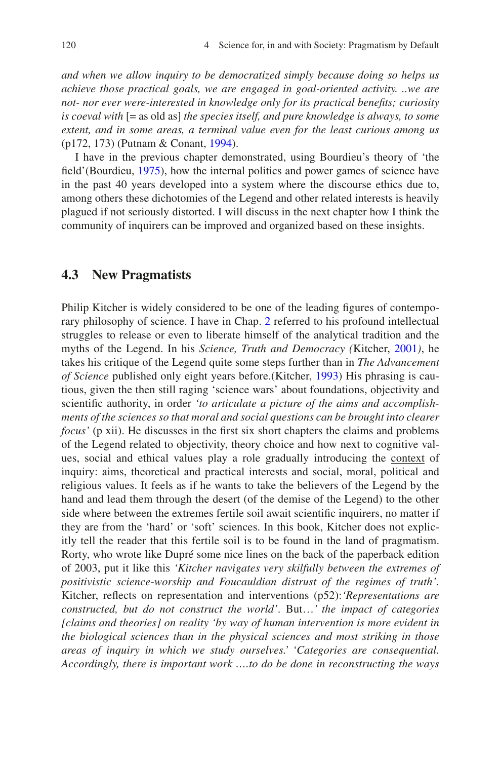*and when we allow inquiry to be democratized simply because doing so helps us achieve those practical goals, we are engaged in goal-oriented activity. ..we are not- nor ever were-interested in knowledge only for its practical benefits; curiosity is coeval with* [= as old as] *the species itself, and pure knowledge is always, to some extent, and in some areas, a terminal value even for the least curious among us* (p172, 173) (Putnam & Conant, 1994).

I have in the previous chapter demonstrated, using Bourdieu's theory of 'the field'(Bourdieu, 1975), how the internal politics and power games of science have in the past 40 years developed into a system where the discourse ethics due to, among others these dichotomies of the Legend and other related interests is heavily plagued if not seriously distorted. I will discuss in the next chapter how I think the community of inquirers can be improved and organized based on these insights.

## 4.3 New Pragmatists

Philip Kitcher is widely considered to be one of the leading figures of contemporary philosophy of science. I have in Chap. 2 referred to his profound intellectual struggles to release or even to liberate himself of the analytical tradition and the myths of the Legend. In his *Science, Truth and Democracy (*Kitcher, 2001*)*, he takes his critique of the Legend quite some steps further than in *The Advancement of Science* published only eight years before.(Kitcher, 1993) His phrasing is cautious, given the then still raging 'science wars' about foundations, objectivity and scientific authority, in order *'to articulate a picture of the aims and accomplishments of the sciences so that moral and social questions can be brought into clearer focus'* (p xii). He discusses in the first six short chapters the claims and problems of the Legend related to objectivity, theory choice and how next to cognitive values, social and ethical values play a role gradually introducing the <u>context</u> of inquiry: aims, theoretical and practical interests and social, moral, political and religious values. It feels as if he wants to take the believers of the Legend by the hand and lead them through the desert (of the demise of the Legend) to the other side where between the extremes fertile soil await scientific inquirers, no matter if they are from the 'hard' or 'soft' sciences. In this book, Kitcher does not explicitly tell the reader that this fertile soil is to be found in the land of pragmatism. Rorty, who wrote like Dupré some nice lines on the back of the paperback edition of 2003, put it like this *'Kitcher navigates very skilfully between the extremes of positivistic science-worship and Foucauldian distrust of the regimes of truth'.* Kitcher, reflects on representation and interventions (p52):*'Representations are constructed, but do not construct the world'*. But…*' the impact of categories [claims and theories] on reality 'by way of human intervention is more evident in the biological sciences than in the physical sciences and most striking in those areas of inquiry in which we study ourselves.' 'Categories are consequential. Accordingly, there is important work ….to do be done in reconstructing the ways*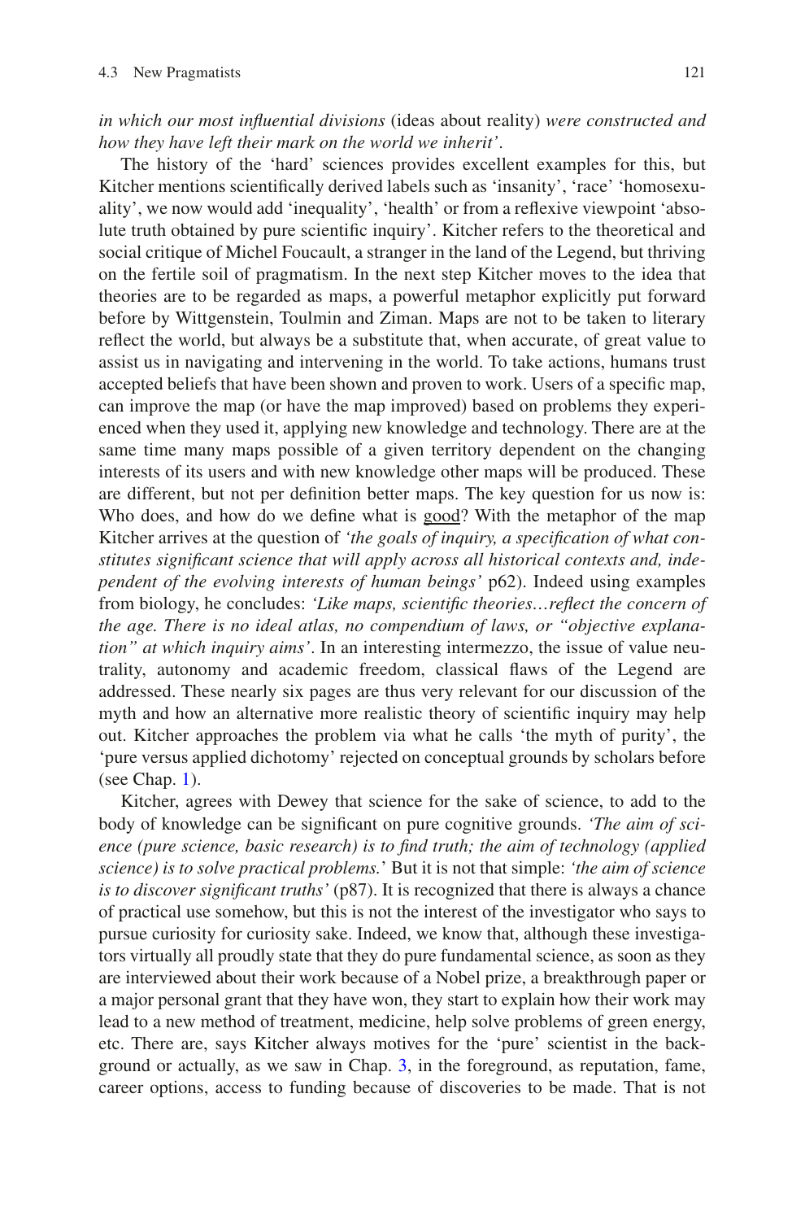*in which our most influential divisions* (ideas about reality) *were constructed and how they have left their mark on the world we inherit'*.

The history of the 'hard' sciences provides excellent examples for this, but Kitcher mentions scientifically derived labels such as 'insanity', 'race' 'homosexuality', we now would add 'inequality', 'health' or from a reflexive viewpoint 'absolute truth obtained by pure scientific inquiry'. Kitcher refers to the theoretical and social critique of Michel Foucault, a stranger in the land of the Legend, but thriving on the fertile soil of pragmatism. In the next step Kitcher moves to the idea that theories are to be regarded as maps, a powerful metaphor explicitly put forward before by Wittgenstein, Toulmin and Ziman. Maps are not to be taken to literary reflect the world, but always be a substitute that, when accurate, of great value to assist us in navigating and intervening in the world. To take actions, humans trust accepted beliefs that have been shown and proven to work. Users of a specific map, can improve the map (or have the map improved) based on problems they experienced when they used it, applying new knowledge and technology. There are at the same time many maps possible of a given territory dependent on the changing interests of its users and with new knowledge other maps will be produced. These are different, but not per definition better maps. The key question for us now is: Who does, and how do we define what is <u>good</u>? With the metaphor of the map Kitcher arrives at the question of *'the goals of inquiry, a specification of what constitutes significant science that will apply across all historical contexts and, independent of the evolving interests of human beings'* p62). Indeed using examples from biology, he concludes: *'Like maps, scientific theories…reflect the concern of the age. There is no ideal atlas, no compendium of laws, or "objective explanation" at which inquiry aims'*. In an interesting intermezzo, the issue of value neutrality, autonomy and academic freedom, classical flaws of the Legend are addressed. These nearly six pages are thus very relevant for our discussion of the myth and how an alternative more realistic theory of scientific inquiry may help out. Kitcher approaches the problem via what he calls 'the myth of purity', the 'pure versus applied dichotomy' rejected on conceptual grounds by scholars before (see Chap. 1).

Kitcher, agrees with Dewey that science for the sake of science, to add to the body of knowledge can be significant on pure cognitive grounds. *'The aim of science (pure science, basic research) is to find truth; the aim of technology (applied science) is to solve practical problems.*' But it is not that simple: *'the aim of science is to discover significant truths'* (p87). It is recognized that there is always a chance of practical use somehow, but this is not the interest of the investigator who says to pursue curiosity for curiosity sake. Indeed, we know that, although these investigators virtually all proudly state that they do pure fundamental science, as soon as they are interviewed about their work because of a Nobel prize, a breakthrough paper or a major personal grant that they have won, they start to explain how their work may lead to a new method of treatment, medicine, help solve problems of green energy, etc. There are, says Kitcher always motives for the 'pure' scientist in the background or actually, as we saw in Chap. 3, in the foreground, as reputation, fame, career options, access to funding because of discoveries to be made. That is not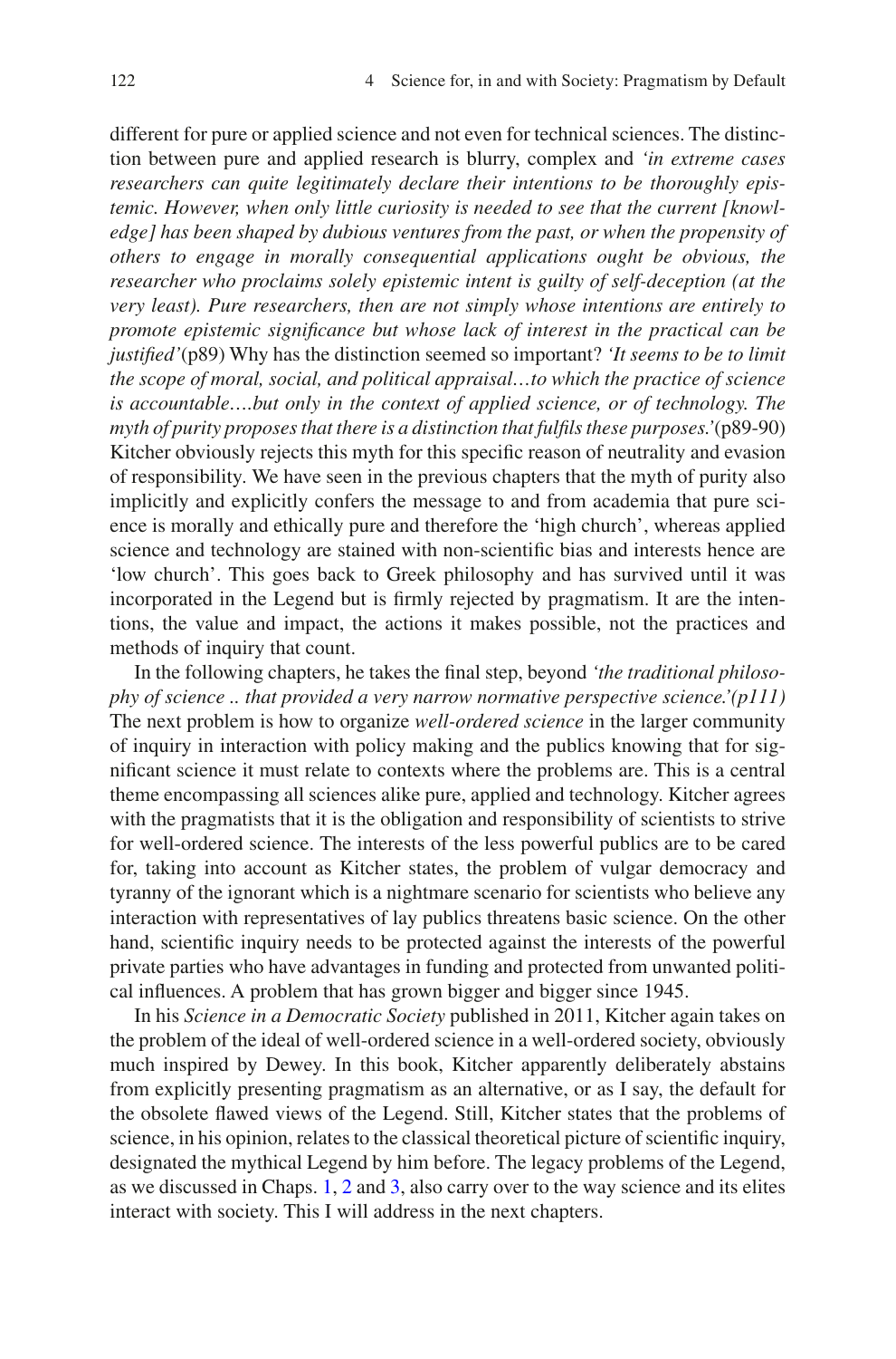different for pure or applied science and not even for technical sciences. The distinction between pure and applied research is blurry, complex and *'in extreme cases researchers can quite legitimately declare their intentions to be thoroughly epistemic. However, when only little curiosity is needed to see that the current [knowledge] has been shaped by dubious ventures from the past, or when the propensity of others to engage in morally consequential applications ought be obvious, the researcher who proclaims solely epistemic intent is guilty of self-deception (at the very least). Pure researchers, then are not simply whose intentions are entirely to promote epistemic significance but whose lack of interest in the practical can be justified'* (p89) Why has the distinction seemed so important? *'It seems to be to limit the scope of moral, social, and political appraisal…to which the practice of science is accountable….but only in the context of applied science, or of technology. The myth of purity proposes that there is a distinction that fulfils these purposes.'* (p89-90) Kitcher obviously rejects this myth for this specific reason of neutrality and evasion of responsibility. We have seen in the previous chapters that the myth of purity also implicitly and explicitly confers the message to and from academia that pure science is morally and ethically pure and therefore the 'high church', whereas applied science and technology are stained with non-scientific bias and interests hence are 'low church'. This goes back to Greek philosophy and has survived until it was incorporated in the Legend but is firmly rejected by pragmatism. It are the intentions, the value and impact, the actions it makes possible, not the practices and methods of inquiry that count.

In the following chapters, he takes the final step, beyond *'the traditional philosophy of science .. that provided a very narrow normative perspective science.'(p111)* The next problem is how to organize *well-ordered science* in the larger community of inquiry in interaction with policy making and the publics knowing that for significant science it must relate to contexts where the problems are. This is a central theme encompassing all sciences alike pure, applied and technology. Kitcher agrees with the pragmatists that it is the obligation and responsibility of scientists to strive for well-ordered science. The interests of the less powerful publics are to be cared for, taking into account as Kitcher states, the problem of vulgar democracy and tyranny of the ignorant which is a nightmare scenario for scientists who believe any interaction with representatives of lay publics threatens basic science. On the other hand, scientific inquiry needs to be protected against the interests of the powerful private parties who have advantages in funding and protected from unwanted political influences. A problem that has grown bigger and bigger since 1945.

In his *Science in a Democratic Society* published in 2011, Kitcher again takes on the problem of the ideal of well-ordered science in a well-ordered society, obviously much inspired by Dewey. In this book, Kitcher apparently deliberately abstains from explicitly presenting pragmatism as an alternative, or as I say, the default for the obsolete flawed views of the Legend. Still, Kitcher states that the problems of science, in his opinion, relates to the classical theoretical picture of scientific inquiry, designated the mythical Legend by him before. The legacy problems of the Legend, as we discussed in Chaps. 1, 2 and 3, also carry over to the way science and its elites interact with society. This I will address in the next chapters.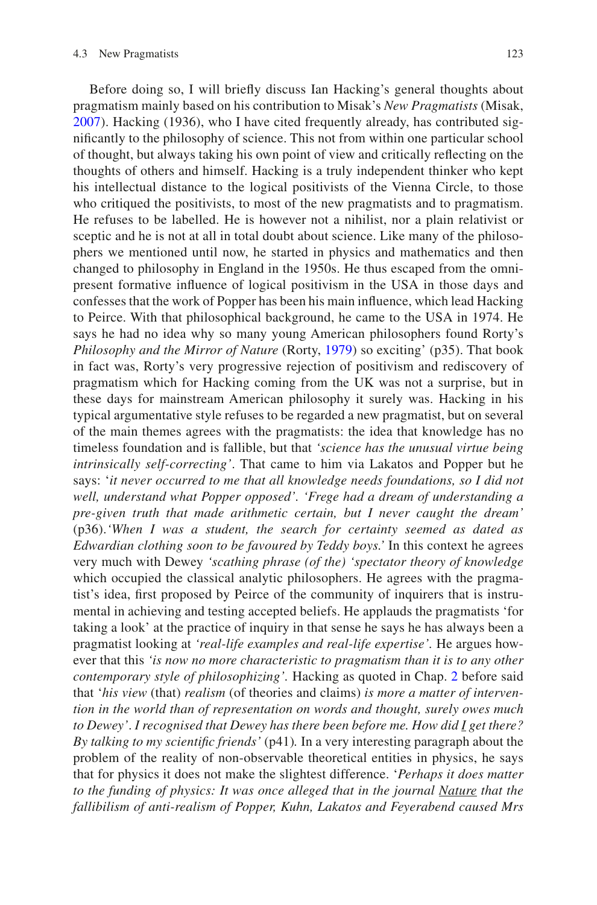Before doing so, I will briefly discuss Ian Hacking's general thoughts about pragmatism mainly based on his contribution to Misak's *New Pragmatists* (Misak, 2007). Hacking (1936), who I have cited frequently already, has contributed significantly to the philosophy of science. This not from within one particular school of thought, but always taking his own point of view and critically reflecting on the thoughts of others and himself. Hacking is a truly independent thinker who kept his intellectual distance to the logical positivists of the Vienna Circle, to those who critiqued the positivists, to most of the new pragmatists and to pragmatism. He refuses to be labelled. He is however not a nihilist, nor a plain relativist or sceptic and he is not at all in total doubt about science. Like many of the philosophers we mentioned until now, he started in physics and mathematics and then changed to philosophy in England in the 1950s. He thus escaped from the omnipresent formative influence of logical positivism in the USA in those days and confesses that the work of Popper has been his main influence, which lead Hacking to Peirce. With that philosophical background, he came to the USA in 1974. He says he had no idea why so many young American philosophers found Rorty's *Philosophy and the Mirror of Nature* (Rorty, 1979) so exciting' (p35). That book in fact was, Rorty's very progressive rejection of positivism and rediscovery of pragmatism which for Hacking coming from the UK was not a surprise, but in these days for mainstream American philosophy it surely was. Hacking in his typical argumentative style refuses to be regarded a new pragmatist, but on several of the main themes agrees with the pragmatists: the idea that knowledge has no timeless foundation and is fallible, but that *'science has the unusual virtue being intrinsically self-correcting'*. That came to him via Lakatos and Popper but he says: '*it never occurred to me that all knowledge needs foundations, so I did not well, understand what Popper opposed'. 'Frege had a dream of understanding a pre-given truth that made arithmetic certain, but I never caught the dream'* (p36).*'When I was a student, the search for certainty seemed as dated as Edwardian clothing soon to be favoured by Teddy boys.'* In this context he agrees very much with Dewey *'scathing phrase (of the) 'spectator theory of knowledge* which occupied the classical analytic philosophers. He agrees with the pragmatist's idea, first proposed by Peirce of the community of inquirers that is instrumental in achieving and testing accepted beliefs. He applauds the pragmatists 'for taking a look' at the practice of inquiry in that sense he says he has always been a pragmatist looking at *'real-life examples and real-life expertise'*. He argues however that this *'is now no more characteristic to pragmatism than it is to any other contemporary style of philosophizing'*. Hacking as quoted in Chap. 2 before said that '*his view* (that) *realism* (of theories and claims) *is more a matter of intervention in the world than of representation on words and thought, surely owes much to Dewey'. I recognised that Dewey has there been before me. How did <u>I</u> get there? By talking to my scientific friends'* (p41). In a very interesting paragraph about the problem of the reality of non-observable theoretical entities in physics, he says that for physics it does not make the slightest difference. '*Perhaps it does matter to the funding of physics: It was once alleged that in the journal <u>Nature</u> that the fallibilism of anti-realism of Popper, Kuhn, Lakatos and Feyerabend caused Mrs*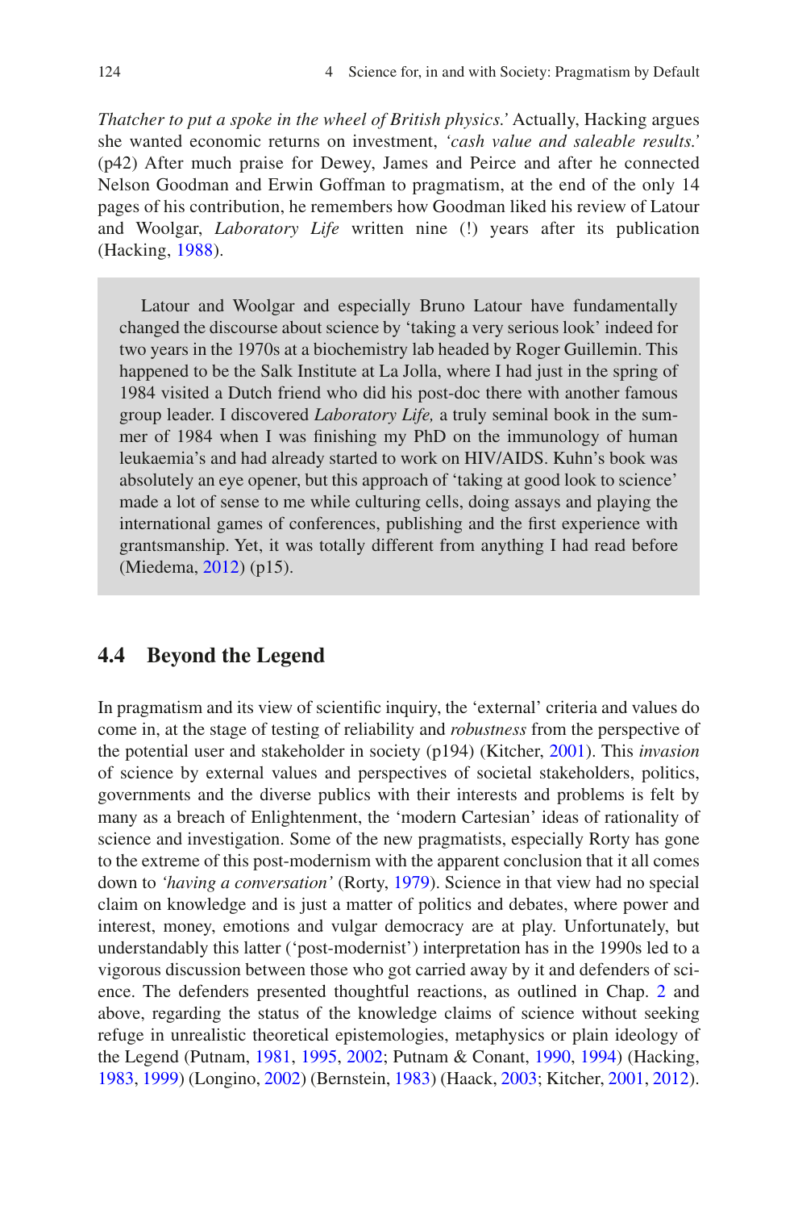*Thatcher to put a spoke in the wheel of British physics.'* Actually, Hacking argues she wanted economic returns on investment, *'cash value and saleable results.'* (p42) After much praise for Dewey, James and Peirce and after he connected Nelson Goodman and Erwin Goffman to pragmatism, at the end of the only 14 pages of his contribution, he remembers how Goodman liked his review of Latour and Woolgar, *Laboratory Life* written nine (!) years after its publication (Hacking, 1988).

> Latour and Woolgar and especially Bruno Latour have fundamentally changed the discourse about science by 'taking a very serious look' indeed for two years in the 1970s at a biochemistry lab headed by Roger Guillemin. This happened to be the Salk Institute at La Jolla, where I had just in the spring of 1984 visited a Dutch friend who did his post-doc there with another famous group leader. I discovered *Laboratory Life,* a truly seminal book in the summer of 1984 when I was finishing my PhD on the immunology of human leukaemia's and had already started to work on HIV/AIDS. Kuhn's book was absolutely an eye opener, but this approach of 'taking at good look to science' made a lot of sense to me while culturing cells, doing assays and playing the international games of conferences, publishing and the first experience with grantsmanship. Yet, it was totally different from anything I had read before (Miedema, 2012) (p15).

## 4.4 Beyond the Legend

In pragmatism and its view of scientific inquiry, the 'external' criteria and values do come in, at the stage of testing of reliability and *robustness* from the perspective of the potential user and stakeholder in society (p194) (Kitcher, 2001). This *invasion* of science by external values and perspectives of societal stakeholders, politics, governments and the diverse publics with their interests and problems is felt by many as a breach of Enlightenment, the 'modern Cartesian' ideas of rationality of science and investigation. Some of the new pragmatists, especially Rorty has gone to the extreme of this post-modernism with the apparent conclusion that it all comes down to *'having a conversation'* (Rorty, 1979). Science in that view had no special claim on knowledge and is just a matter of politics and debates, where power and interest, money, emotions and vulgar democracy are at play. Unfortunately, but understandably this latter ('post-modernist') interpretation has in the 1990s led to a vigorous discussion between those who got carried away by it and defenders of science. The defenders presented thoughtful reactions, as outlined in Chap. 2 and above, regarding the status of the knowledge claims of science without seeking refuge in unrealistic theoretical epistemologies, metaphysics or plain ideology of the Legend (Putnam, 1981, 1995, 2002; Putnam & Conant, 1990, 1994) (Hacking, 1983, 1999) (Longino, 2002) (Bernstein, 1983) (Haack, 2003; Kitcher, 2001, 2012).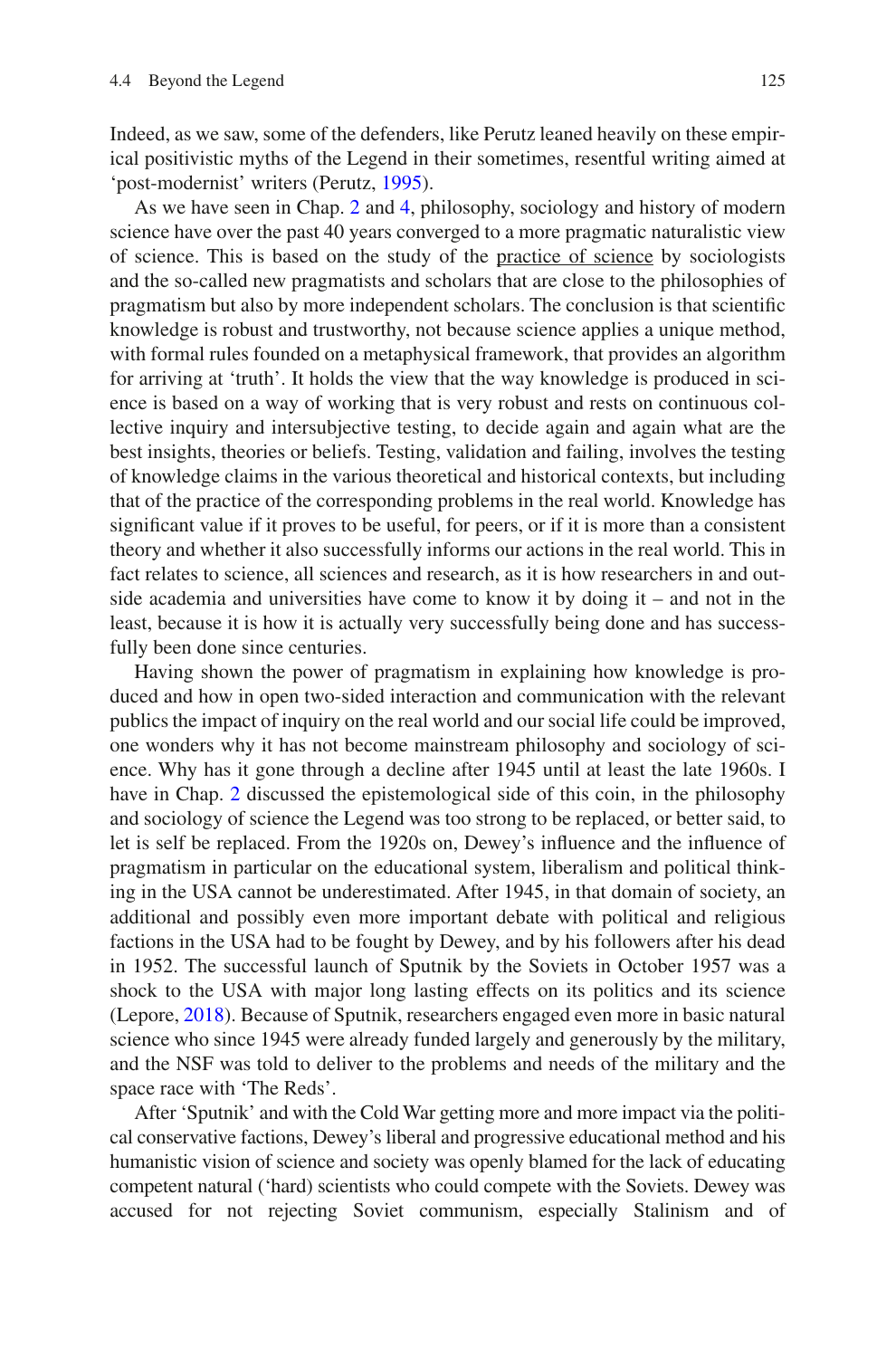Indeed, as we saw, some of the defenders, like Perutz leaned heavily on these empirical positivistic myths of the Legend in their sometimes, resentful writing aimed at 'post-modernist' writers (Perutz, 1995).

As we have seen in Chap. 2 and 4, philosophy, sociology and history of modern science have over the past 40 years converged to a more pragmatic naturalistic view of science. This is based on the study of the practice of science by sociologists and the so-called new pragmatists and scholars that are close to the philosophies of pragmatism but also by more independent scholars. The conclusion is that scientific knowledge is robust and trustworthy, not because science applies a unique method, with formal rules founded on a metaphysical framework, that provides an algorithm for arriving at 'truth'. It holds the view that the way knowledge is produced in science is based on a way of working that is very robust and rests on continuous collective inquiry and intersubjective testing, to decide again and again what are the best insights, theories or beliefs. Testing, validation and failing, involves the testing of knowledge claims in the various theoretical and historical contexts, but including that of the practice of the corresponding problems in the real world. Knowledge has significant value if it proves to be useful, for peers, or if it is more than a consistent theory and whether it also successfully informs our actions in the real world. This in fact relates to science, all sciences and research, as it is how researchers in and outside academia and universities have come to know it by doing it – and not in the least, because it is how it is actually very successfully being done and has successfully been done since centuries.

Having shown the power of pragmatism in explaining how knowledge is produced and how in open two-sided interaction and communication with the relevant publics the impact of inquiry on the real world and our social life could be improved, one wonders why it has not become mainstream philosophy and sociology of science. Why has it gone through a decline after 1945 until at least the late 1960s. I have in Chap. 2 discussed the epistemological side of this coin, in the philosophy and sociology of science the Legend was too strong to be replaced, or better said, to let is self be replaced. From the 1920s on, Dewey's influence and the influence of pragmatism in particular on the educational system, liberalism and political thinking in the USA cannot be underestimated. After 1945, in that domain of society, an additional and possibly even more important debate with political and religious factions in the USA had to be fought by Dewey, and by his followers after his dead in 1952. The successful launch of Sputnik by the Soviets in October 1957 was a shock to the USA with major long lasting effects on its politics and its science (Lepore, 2018). Because of Sputnik, researchers engaged even more in basic natural science who since 1945 were already funded largely and generously by the military, and the NSF was told to deliver to the problems and needs of the military and the space race with 'The Reds'.

After 'Sputnik' and with the Cold War getting more and more impact via the political conservative factions, Dewey's liberal and progressive educational method and his humanistic vision of science and society was openly blamed for the lack of educating competent natural ('hard) scientists who could compete with the Soviets. Dewey was accused for not rejecting Soviet communism, especially Stalinism and of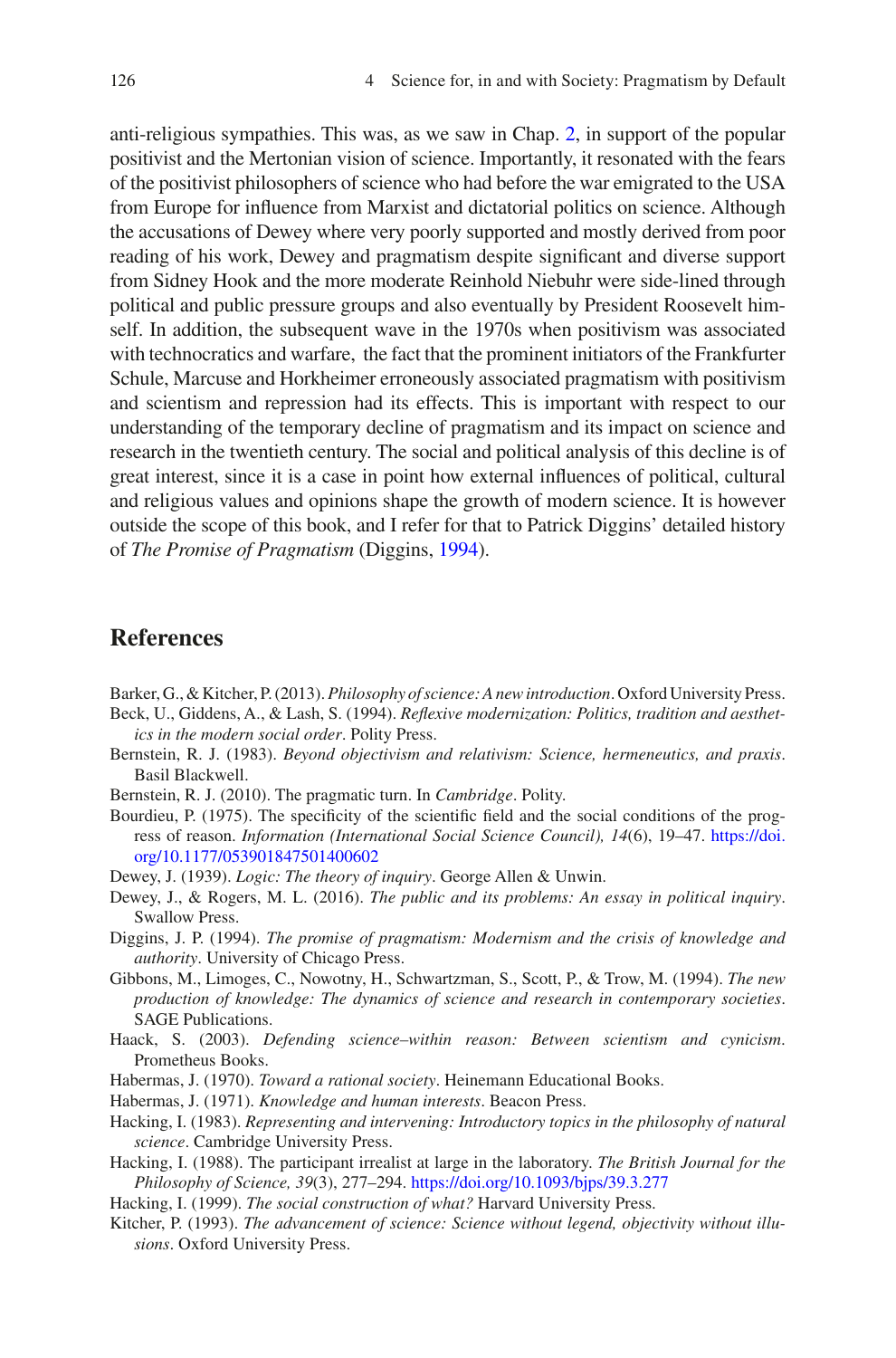anti-religious sympathies. This was, as we saw in Chap. 2, in support of the popular positivist and the Mertonian vision of science. Importantly, it resonated with the fears of the positivist philosophers of science who had before the war emigrated to the USA from Europe for influence from Marxist and dictatorial politics on science. Although the accusations of Dewey where very poorly supported and mostly derived from poor reading of his work, Dewey and pragmatism despite significant and diverse support from Sidney Hook and the more moderate Reinhold Niebuhr were side-lined through political and public pressure groups and also eventually by President Roosevelt himself. In addition, the subsequent wave in the 1970s when positivism was associated with technocratics and warfare, the fact that the prominent initiators of the Frankfurter Schule, Marcuse and Horkheimer erroneously associated pragmatism with positivism and scientism and repression had its effects. This is important with respect to our understanding of the temporary decline of pragmatism and its impact on science and research in the twentieth century. The social and political analysis of this decline is of great interest, since it is a case in point how external influences of political, cultural and religious values and opinions shape the growth of modern science. It is however outside the scope of this book, and I refer for that to Patrick Diggins' detailed history of *The Promise of Pragmatism* (Diggins, 1994).

## References

Barker, G., & Kitcher, P. (2013). *Philosophy of science: A new introduction*. Oxford University Press.

Beck, U., Giddens, A., & Lash, S. (1994). *Reflexive modernization: Politics, tradition and aesthetics in the modern social order*. Polity Press.

Bernstein, R. J. (1983). *Beyond objectivism and relativism: Science, hermeneutics, and praxis*. Basil Blackwell.

Bernstein, R. J. (2010). The pragmatic turn. In *Cambridge*. Polity.

Bourdieu, P. (1975). The specificity of the scientific field and the social conditions of the progress of reason. *Information (International Social Science Council), 14*(6), 19–47. https://doi.org/10.1177/053901847501400602

Dewey, J. (1939). *Logic: The theory of inquiry*. George Allen & Unwin.

Dewey, J., & Rogers, M. L. (2016). *The public and its problems: An essay in political inquiry*. Swallow Press.

Diggins, J. P. (1994). *The promise of pragmatism: Modernism and the crisis of knowledge and authority*. University of Chicago Press.

Gibbons, M., Limoges, C., Nowotny, H., Schwartzman, S., Scott, P., & Trow, M. (1994). *The new production of knowledge: The dynamics of science and research in contemporary societies*. SAGE Publications.

Haack, S. (2003). *Defending science–within reason: Between scientism and cynicism*. Prometheus Books.

Habermas, J. (1970). *Toward a rational society*. Heinemann Educational Books.

Habermas, J. (1971). *Knowledge and human interests*. Beacon Press.

Hacking, I. (1983). *Representing and intervening: Introductory topics in the philosophy of natural science*. Cambridge University Press.

Hacking, I. (1988). The participant irrealist at large in the laboratory. *The British Journal for the Philosophy of Science, 39*(3), 277–294. https://doi.org/10.1093/bjps/39.3.277

Hacking, I. (1999). *The social construction of what?* Harvard University Press.

Kitcher, P. (1993). *The advancement of science: Science without legend, objectivity without illusions*. Oxford University Press.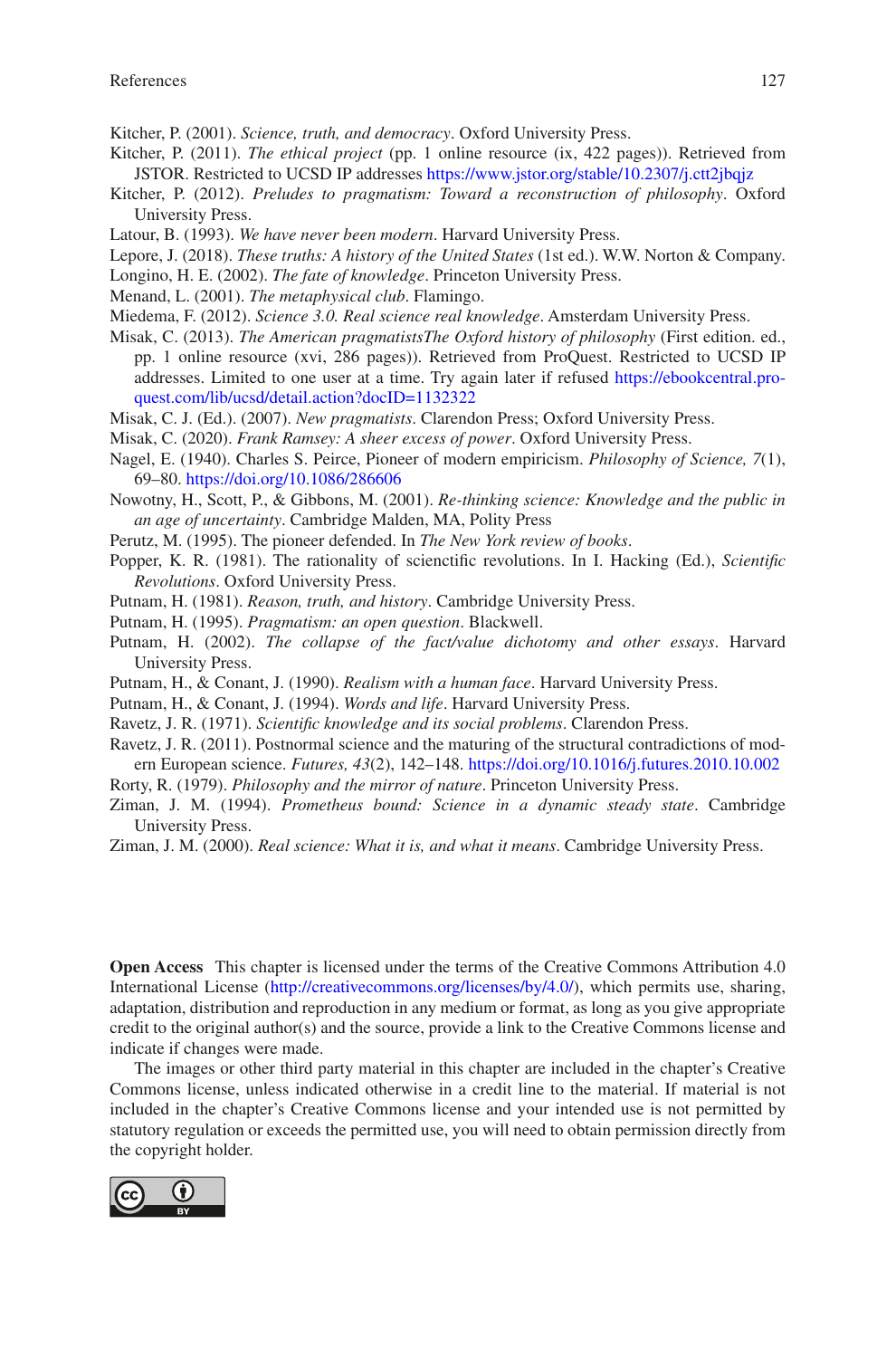Kitcher, P. (2001). *Science, truth, and democracy*. Oxford University Press.

Kitcher, P. (2011). *The ethical project* (pp. 1 online resource (ix, 422 pages)). Retrieved from JSTOR. Restricted to UCSD IP addresses https://www.jstor.org/stable/10.2307/j.ctt2jbqjz

Kitcher, P. (2012). *Preludes to pragmatism: Toward a reconstruction of philosophy*. Oxford University Press.

Latour, B. (1993). *We have never been modern*. Harvard University Press.

Lepore, J. (2018). *These truths: A history of the United States* (1st ed.). W.W. Norton & Company.

Longino, H. E. (2002). *The fate of knowledge*. Princeton University Press.

Menand, L. (2001). *The metaphysical club*. Flamingo.

Miedema, F. (2012). *Science 3.0. Real science real knowledge*. Amsterdam University Press.

Misak, C. (2013). *The American pragmatistsThe Oxford history of philosophy* (First edition. ed., pp. 1 online resource (xvi, 286 pages)). Retrieved from ProQuest. Restricted to UCSD IP addresses. Limited to one user at a time. Try again later if refused https://ebookcentral.proquest.com/lib/ucsd/detail.action?docID=1132322

Misak, C. J. (Ed.). (2007). *New pragmatists*. Clarendon Press; Oxford University Press.

Misak, C. (2020). *Frank Ramsey: A sheer excess of power*. Oxford University Press.

Nagel, E. (1940). Charles S. Peirce, Pioneer of modern empiricism. *Philosophy of Science, 7*(1), 69–80. https://doi.org/10.1086/286606

Nowotny, H., Scott, P., & Gibbons, M. (2001). *Re-thinking science: Knowledge and the public in an age of uncertainty*. Cambridge Malden, MA, Polity Press

Perutz, M. (1995). The pioneer defended. In *The New York review of books*.

Popper, K. R. (1981). The rationality of scienctific revolutions. In I. Hacking (Ed.), *Scientific Revolutions*. Oxford University Press.

Putnam, H. (1981). *Reason, truth, and history*. Cambridge University Press.

Putnam, H. (1995). *Pragmatism: an open question*. Blackwell.

Putnam, H. (2002). *The collapse of the fact/value dichotomy and other essays*. Harvard University Press.

Putnam, H., & Conant, J. (1990). *Realism with a human face*. Harvard University Press.

Putnam, H., & Conant, J. (1994). *Words and life*. Harvard University Press.

Ravetz, J. R. (1971). *Scientific knowledge and its social problems*. Clarendon Press.

Ravetz, J. R. (2011). Postnormal science and the maturing of the structural contradictions of modern European science. *Futures, 43*(2), 142–148. https://doi.org/10.1016/j.futures.2010.10.002

Rorty, R. (1979). *Philosophy and the mirror of nature*. Princeton University Press.

Ziman, J. M. (1994). *Prometheus bound: Science in a dynamic steady state*. Cambridge University Press.

Ziman, J. M. (2000). *Real science: What it is, and what it means*. Cambridge University Press.

**Open Access** This chapter is licensed under the terms of the Creative Commons Attribution 4.0 International License (http://creativecommons.org/licenses/by/4.0/), which permits use, sharing, adaptation, distribution and reproduction in any medium or format, as long as you give appropriate credit to the original author(s) and the source, provide a link to the Creative Commons license and indicate if changes were made.

The images or other third party material in this chapter are included in the chapter's Creative Commons license, unless indicated otherwise in a credit line to the material. If material is not included in the chapter's Creative Commons license and your intended use is not permitted by statutory regulation or exceeds the permitted use, you will need to obtain permission directly from the copyright holder.